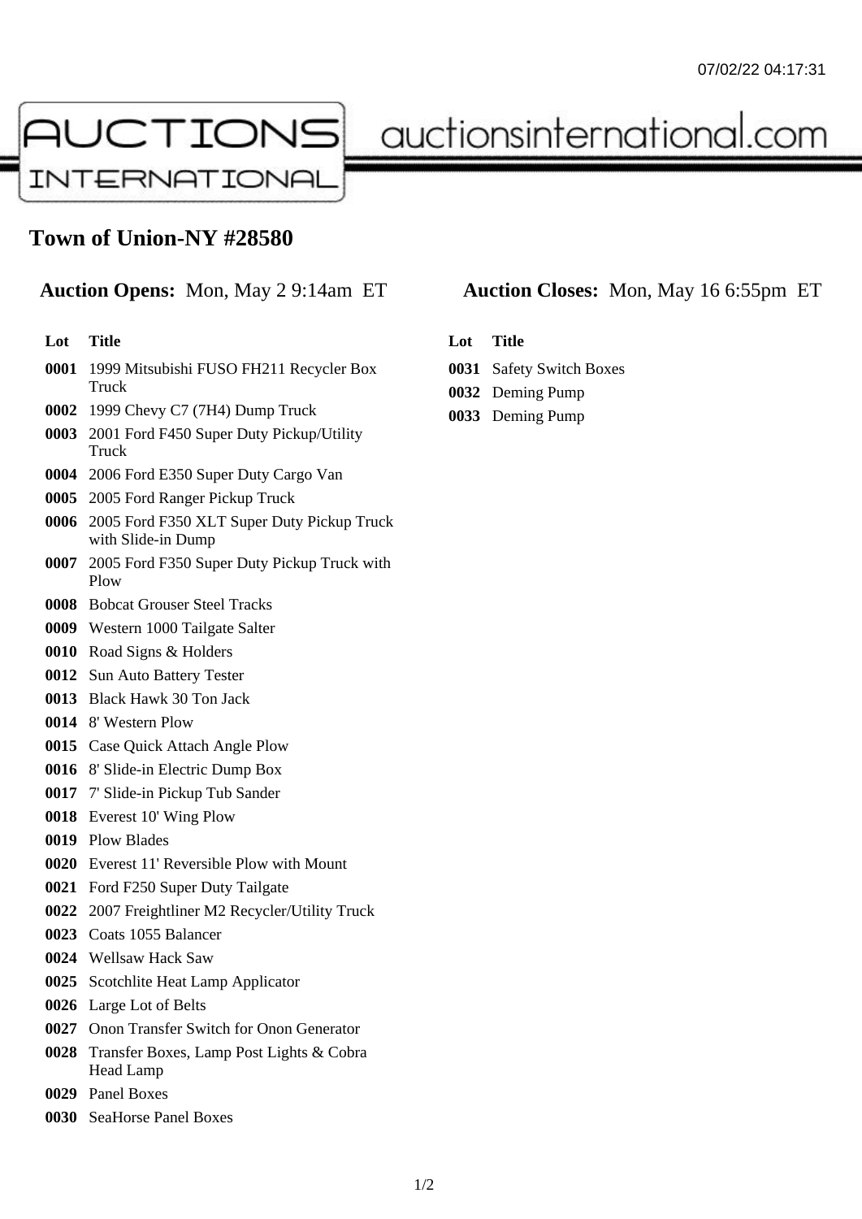# Town of Union-NY #28580

**Auction Opens:** Mon, May 2 9:14am ET

**Auction Closes:** Mon, May 16 6:55pm ET

| Lot | Title |
|---|---|
| 0001 | 1999 Mitsubishi FUSO FH211 Recycler Box Truck |
| 0002 | 1999 Chevy C7 (7H4) Dump Truck |
| 0003 | 2001 Ford F450 Super Duty Pickup/Utility Truck |
| 0004 | 2006 Ford E350 Super Duty Cargo Van |
| 0005 | 2005 Ford Ranger Pickup Truck |
| 0006 | 2005 Ford F350 XLT Super Duty Pickup Truck with Slide-in Dump |
| 0007 | 2005 Ford F350 Super Duty Pickup Truck with Plow |
| 0008 | Bobcat Grouser Steel Tracks |
| 0009 | Western 1000 Tailgate Salter |
| 0010 | Road Signs & Holders |
| 0012 | Sun Auto Battery Tester |
| 0013 | Black Hawk 30 Ton Jack |
| 0014 | 8' Western Plow |
| 0015 | Case Quick Attach Angle Plow |
| 0016 | 8' Slide-in Electric Dump Box |
| 0017 | 7' Slide-in Pickup Tub Sander |
| 0018 | Everest 10' Wing Plow |
| 0019 | Plow Blades |
| 0020 | Everest 11' Reversible Plow with Mount |
| 0021 | Ford F250 Super Duty Tailgate |
| 0022 | 2007 Freightliner M2 Recycler/Utility Truck |
| 0023 | Coats 1055 Balancer |
| 0024 | Wellsaw Hack Saw |
| 0025 | Scotchlite Heat Lamp Applicator |
| 0026 | Large Lot of Belts |
| 0027 | Onon Transfer Switch for Onon Generator |
| 0028 | Transfer Boxes, Lamp Post Lights & Cobra Head Lamp |
| 0029 | Panel Boxes |
| 0030 | SeaHorse Panel Boxes |
| 0031 | Safety Switch Boxes |
| 0032 | Deming Pump |
| 0033 | Deming Pump |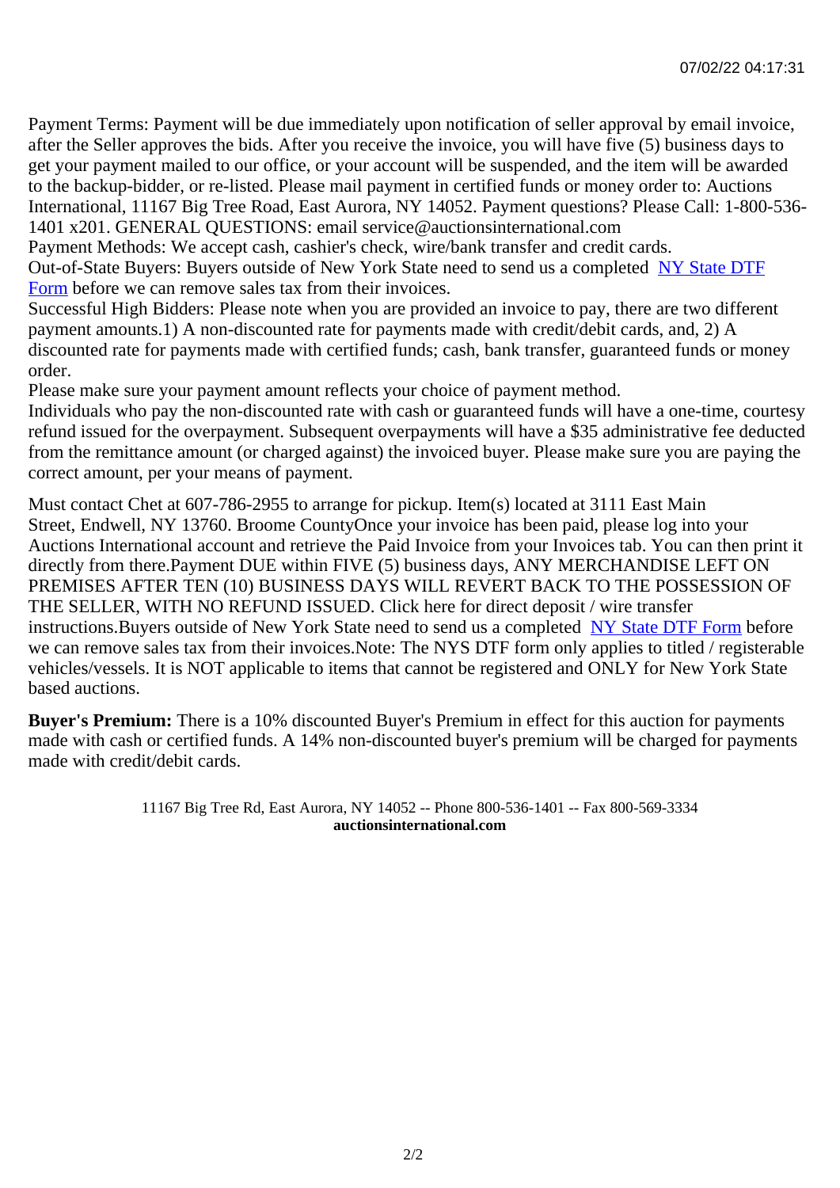Payment Terms: Payment will be due immediately upon notification of seller approval by email invoice, after the Seller approves the bids. After you receive the invoice, you will have five (5) business days to get your payment mailed to our office, or your account will be suspended, and the item will be awarded to the backup-bidder, or re-listed. Please mail payment in certified funds or money order to: Auctions International, 11167 Big Tree Road, East Aurora, NY 14052. Payment questions? Please Call: 1-800-536-1401 x201. GENERAL QUESTIONS: email service@auctionsinternational.com
Payment Methods: We accept cash, cashier's check, wire/bank transfer and credit cards.
Out-of-State Buyers: Buyers outside of New York State need to send us a completed NY State DTF Form before we can remove sales tax from their invoices.
Successful High Bidders: Please note when you are provided an invoice to pay, there are two different payment amounts.1) A non-discounted rate for payments made with credit/debit cards, and, 2) A discounted rate for payments made with certified funds; cash, bank transfer, guaranteed funds or money order.
Please make sure your payment amount reflects your choice of payment method.
Individuals who pay the non-discounted rate with cash or guaranteed funds will have a one-time, courtesy refund issued for the overpayment. Subsequent overpayments will have a $35 administrative fee deducted from the remittance amount (or charged against) the invoiced buyer. Please make sure you are paying the correct amount, per your means of payment.

Must contact Chet at 607-786-2955 to arrange for pickup. Item(s) located at 3111 East Main Street, Endwell, NY 13760. Broome CountyOnce your invoice has been paid, please log into your Auctions International account and retrieve the Paid Invoice from your Invoices tab. You can then print it directly from there.Payment DUE within FIVE (5) business days, ANY MERCHANDISE LEFT ON PREMISES AFTER TEN (10) BUSINESS DAYS WILL REVERT BACK TO THE POSSESSION OF THE SELLER, WITH NO REFUND ISSUED. Click here for direct deposit / wire transfer instructions.Buyers outside of New York State need to send us a completed NY State DTF Form before we can remove sales tax from their invoices.Note: The NYS DTF form only applies to titled / registerable vehicles/vessels. It is NOT applicable to items that cannot be registered and ONLY for New York State based auctions.

**Buyer's Premium:** There is a 10% discounted Buyer's Premium in effect for this auction for payments made with cash or certified funds. A 14% non-discounted buyer's premium will be charged for payments made with credit/debit cards.

11167 Big Tree Rd, East Aurora, NY 14052 -- Phone 800-536-1401 -- Fax 800-569-3334
**auctionsinternational.com**